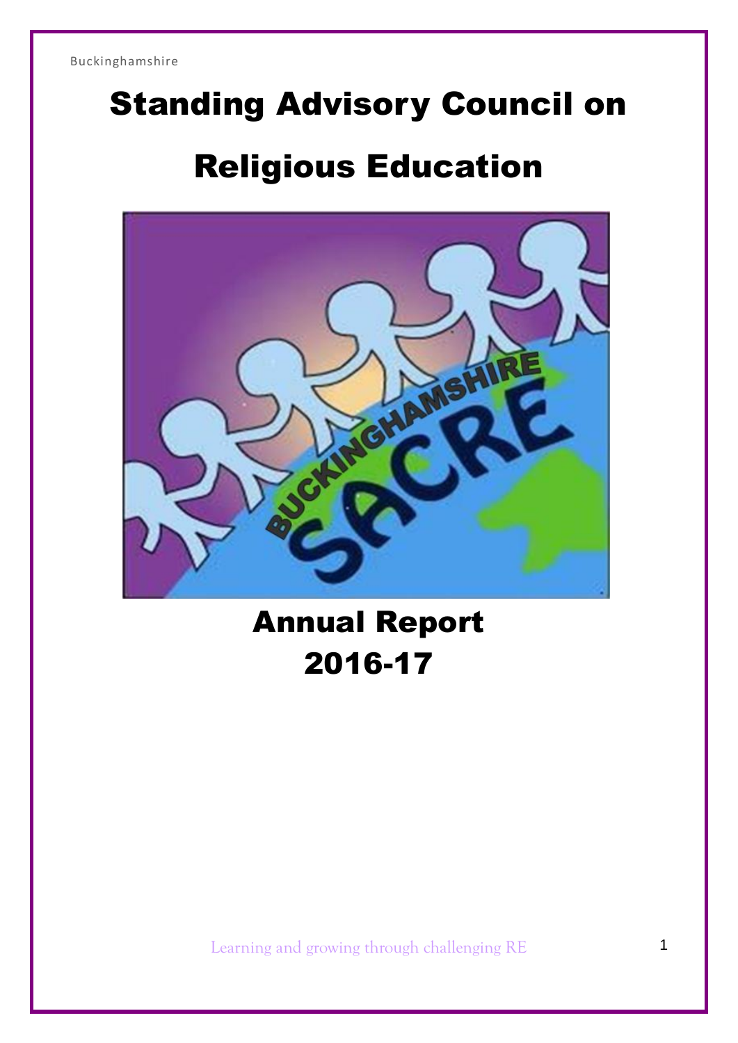Buckinghamshire

# Standing Advisory Council on Religious Education

# Annual Report 2016-17

Learning and growing through challenging RE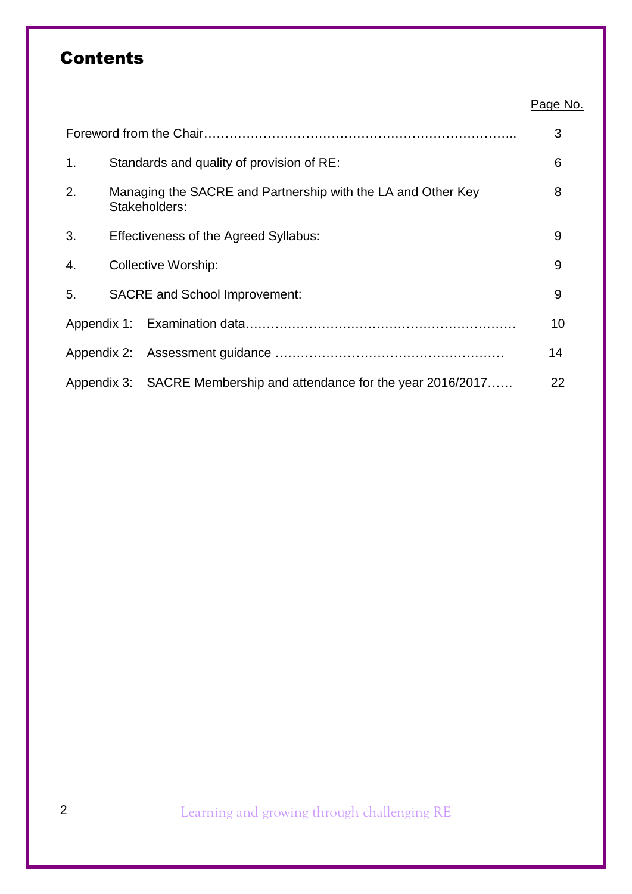# Contents

| | | Page No. |
|---|---|---|
| Foreword from the Chair……………………………………………………………….. | | 3 |
| 1. | Standards and quality of provision of RE: | 6 |
| 2. | Managing the SACRE and Partnership with the LA and Other Key Stakeholders: | 8 |
| 3. | Effectiveness of the Agreed Syllabus: | 9 |
| 4. | Collective Worship: | 9 |
| 5. | SACRE and School Improvement: | 9 |
| Appendix 1: | Examination data……………………….………………………………… | 10 |
| Appendix 2: | Assessment guidance …………………………………………… | 14 |
| Appendix 3: | SACRE Membership and attendance for the year 2016/2017…… | 22 |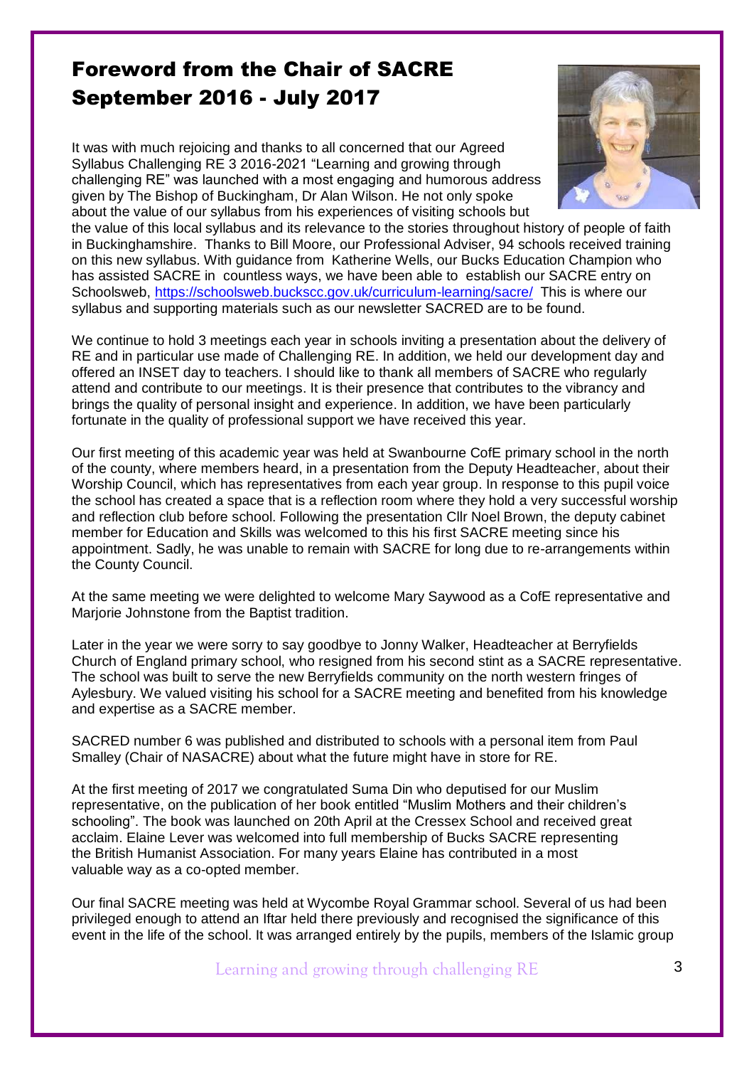# Foreword from the Chair of SACRE September 2016 - July 2017

It was with much rejoicing and thanks to all concerned that our Agreed Syllabus Challenging RE 3 2016-2021 "Learning and growing through challenging RE" was launched with a most engaging and humorous address given by The Bishop of Buckingham, Dr Alan Wilson. He not only spoke about the value of our syllabus from his experiences of visiting schools but the value of this local syllabus and its relevance to the stories throughout history of people of faith in Buckinghamshire. Thanks to Bill Moore, our Professional Adviser, 94 schools received training on this new syllabus. With guidance from Katherine Wells, our Bucks Education Champion who has assisted SACRE in countless ways, we have been able to establish our SACRE entry on Schoolsweb, https://schoolsweb.buckscc.gov.uk/curriculum-learning/sacre/ This is where our syllabus and supporting materials such as our newsletter SACRED are to be found.

We continue to hold 3 meetings each year in schools inviting a presentation about the delivery of RE and in particular use made of Challenging RE. In addition, we held our development day and offered an INSET day to teachers. I should like to thank all members of SACRE who regularly attend and contribute to our meetings. It is their presence that contributes to the vibrancy and brings the quality of personal insight and experience. In addition, we have been particularly fortunate in the quality of professional support we have received this year.

Our first meeting of this academic year was held at Swanbourne CofE primary school in the north of the county, where members heard, in a presentation from the Deputy Headteacher, about their Worship Council, which has representatives from each year group. In response to this pupil voice the school has created a space that is a reflection room where they hold a very successful worship and reflection club before school. Following the presentation Cllr Noel Brown, the deputy cabinet member for Education and Skills was welcomed to this his first SACRE meeting since his appointment. Sadly, he was unable to remain with SACRE for long due to re-arrangements within the County Council.

At the same meeting we were delighted to welcome Mary Saywood as a CofE representative and Marjorie Johnstone from the Baptist tradition.

Later in the year we were sorry to say goodbye to Jonny Walker, Headteacher at Berryfields Church of England primary school, who resigned from his second stint as a SACRE representative. The school was built to serve the new Berryfields community on the north western fringes of Aylesbury. We valued visiting his school for a SACRE meeting and benefited from his knowledge and expertise as a SACRE member.

SACRED number 6 was published and distributed to schools with a personal item from Paul Smalley (Chair of NASACRE) about what the future might have in store for RE.

At the first meeting of 2017 we congratulated Suma Din who deputised for our Muslim representative, on the publication of her book entitled "Muslim Mothers and their children's schooling". The book was launched on 20th April at the Cressex School and received great acclaim. Elaine Lever was welcomed into full membership of Bucks SACRE representing the British Humanist Association. For many years Elaine has contributed in a most valuable way as a co-opted member.

Our final SACRE meeting was held at Wycombe Royal Grammar school. Several of us had been privileged enough to attend an Iftar held there previously and recognised the significance of this event in the life of the school. It was arranged entirely by the pupils, members of the Islamic group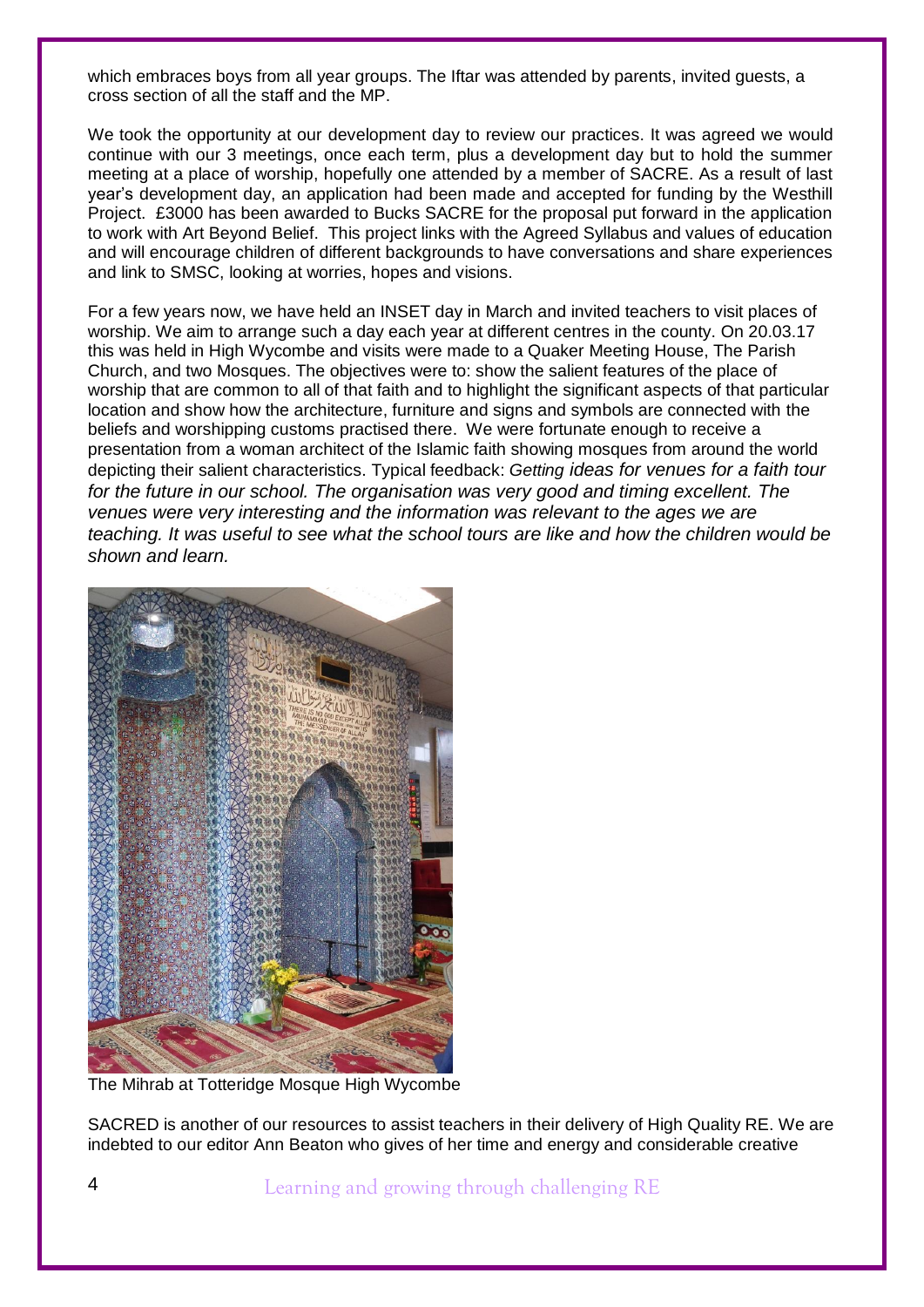which embraces boys from all year groups. The Iftar was attended by parents, invited guests, a cross section of all the staff and the MP.

We took the opportunity at our development day to review our practices. It was agreed we would continue with our 3 meetings, once each term, plus a development day but to hold the summer meeting at a place of worship, hopefully one attended by a member of SACRE. As a result of last year's development day, an application had been made and accepted for funding by the Westhill Project. £3000 has been awarded to Bucks SACRE for the proposal put forward in the application to work with Art Beyond Belief. This project links with the Agreed Syllabus and values of education and will encourage children of different backgrounds to have conversations and share experiences and link to SMSC, looking at worries, hopes and visions.

For a few years now, we have held an INSET day in March and invited teachers to visit places of worship. We aim to arrange such a day each year at different centres in the county. On 20.03.17 this was held in High Wycombe and visits were made to a Quaker Meeting House, The Parish Church, and two Mosques. The objectives were to: show the salient features of the place of worship that are common to all of that faith and to highlight the significant aspects of that particular location and show how the architecture, furniture and signs and symbols are connected with the beliefs and worshipping customs practised there. We were fortunate enough to receive a presentation from a woman architect of the Islamic faith showing mosques from around the world depicting their salient characteristics. Typical feedback: *Getting ideas for venues for a faith tour for the future in our school. The organisation was very good and timing excellent. The venues were very interesting and the information was relevant to the ages we are teaching. It was useful to see what the school tours are like and how the children would be shown and learn.*

The Mihrab at Totteridge Mosque High Wycombe

SACRED is another of our resources to assist teachers in their delivery of High Quality RE. We are indebted to our editor Ann Beaton who gives of her time and energy and considerable creative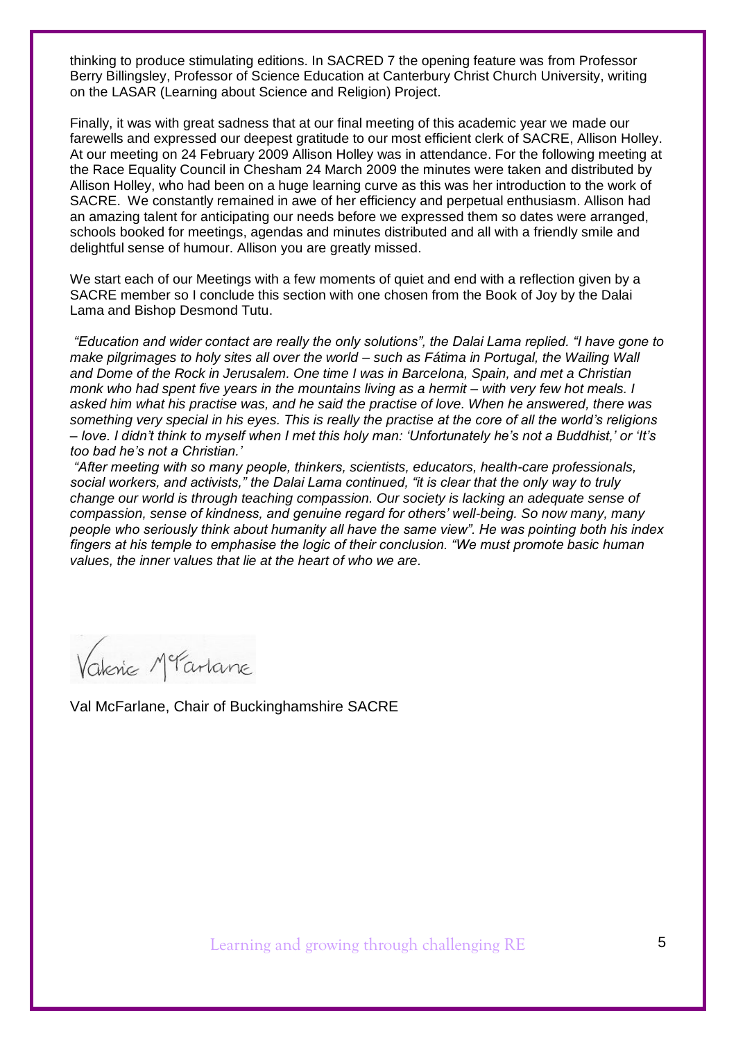thinking to produce stimulating editions. In SACRED 7 the opening feature was from Professor Berry Billingsley, Professor of Science Education at Canterbury Christ Church University, writing on the LASAR (Learning about Science and Religion) Project.

Finally, it was with great sadness that at our final meeting of this academic year we made our farewells and expressed our deepest gratitude to our most efficient clerk of SACRE, Allison Holley. At our meeting on 24 February 2009 Allison Holley was in attendance. For the following meeting at the Race Equality Council in Chesham 24 March 2009 the minutes were taken and distributed by Allison Holley, who had been on a huge learning curve as this was her introduction to the work of SACRE. We constantly remained in awe of her efficiency and perpetual enthusiasm. Allison had an amazing talent for anticipating our needs before we expressed them so dates were arranged, schools booked for meetings, agendas and minutes distributed and all with a friendly smile and delightful sense of humour. Allison you are greatly missed.

We start each of our Meetings with a few moments of quiet and end with a reflection given by a SACRE member so I conclude this section with one chosen from the Book of Joy by the Dalai Lama and Bishop Desmond Tutu.

*"Education and wider contact are really the only solutions", the Dalai Lama replied. "I have gone to make pilgrimages to holy sites all over the world – such as Fátima in Portugal, the Wailing Wall and Dome of the Rock in Jerusalem. One time I was in Barcelona, Spain, and met a Christian monk who had spent five years in the mountains living as a hermit – with very few hot meals. I asked him what his practise was, and he said the practise of love. When he answered, there was something very special in his eyes. This is really the practise at the core of all the world's religions – love. I didn't think to myself when I met this holy man: 'Unfortunately he's not a Buddhist,' or 'It's too bad he's not a Christian.'*

*"After meeting with so many people, thinkers, scientists, educators, health-care professionals, social workers, and activists," the Dalai Lama continued, "it is clear that the only way to truly change our world is through teaching compassion. Our society is lacking an adequate sense of compassion, sense of kindness, and genuine regard for others' well-being. So now many, many people who seriously think about humanity all have the same view". He was pointing both his index fingers at his temple to emphasise the logic of their conclusion. "We must promote basic human values, the inner values that lie at the heart of who we are.*

Valerie McFarlane

Val McFarlane, Chair of Buckinghamshire SACRE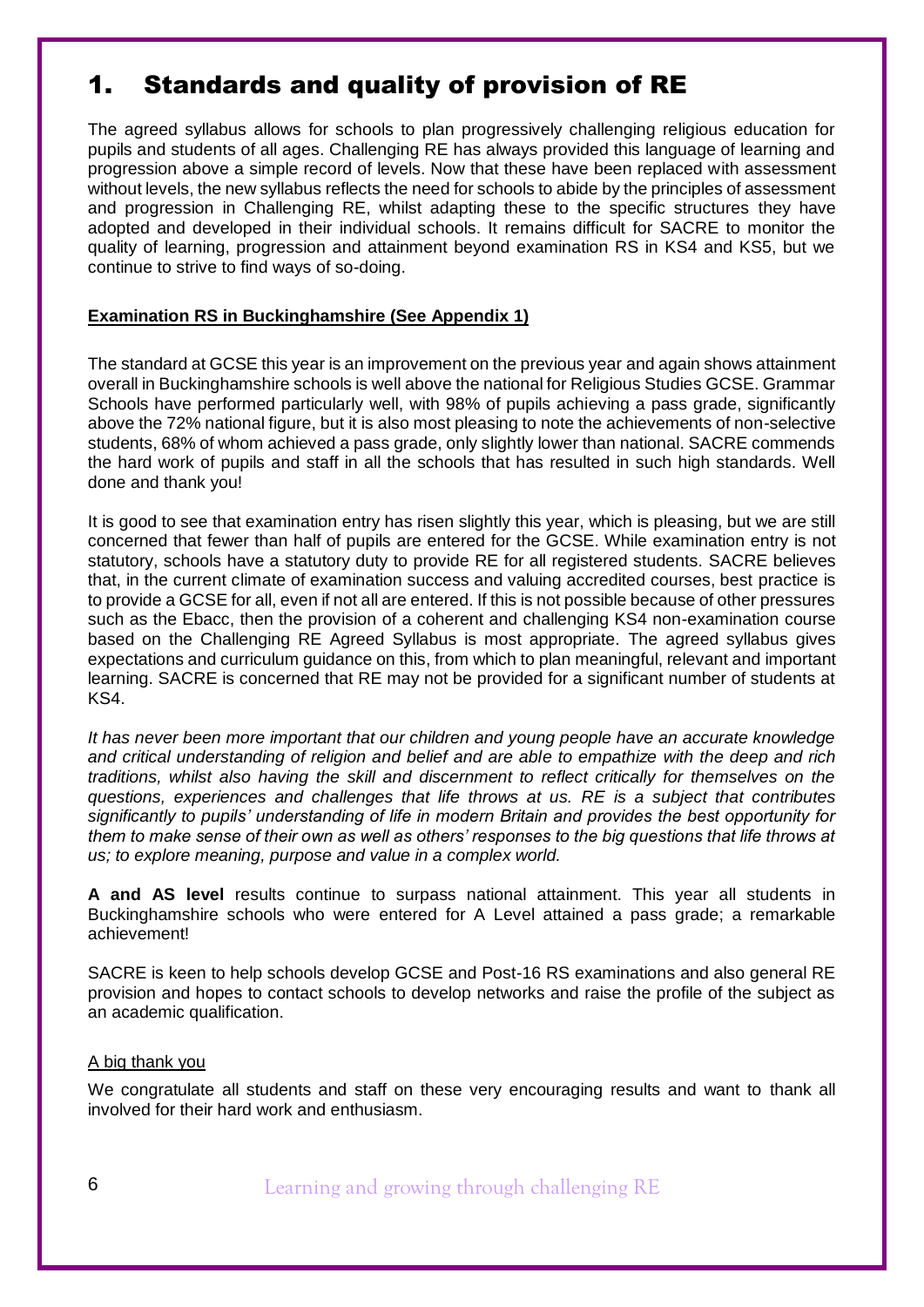# 1. Standards and quality of provision of RE

The agreed syllabus allows for schools to plan progressively challenging religious education for pupils and students of all ages. Challenging RE has always provided this language of learning and progression above a simple record of levels. Now that these have been replaced with assessment without levels, the new syllabus reflects the need for schools to abide by the principles of assessment and progression in Challenging RE, whilst adapting these to the specific structures they have adopted and developed in their individual schools. It remains difficult for SACRE to monitor the quality of learning, progression and attainment beyond examination RS in KS4 and KS5, but we continue to strive to find ways of so-doing.

**Examination RS in Buckinghamshire (See Appendix 1)**

The standard at GCSE this year is an improvement on the previous year and again shows attainment overall in Buckinghamshire schools is well above the national for Religious Studies GCSE. Grammar Schools have performed particularly well, with 98% of pupils achieving a pass grade, significantly above the 72% national figure, but it is also most pleasing to note the achievements of non-selective students, 68% of whom achieved a pass grade, only slightly lower than national. SACRE commends the hard work of pupils and staff in all the schools that has resulted in such high standards. Well done and thank you!

It is good to see that examination entry has risen slightly this year, which is pleasing, but we are still concerned that fewer than half of pupils are entered for the GCSE. While examination entry is not statutory, schools have a statutory duty to provide RE for all registered students. SACRE believes that, in the current climate of examination success and valuing accredited courses, best practice is to provide a GCSE for all, even if not all are entered. If this is not possible because of other pressures such as the Ebacc, then the provision of a coherent and challenging KS4 non-examination course based on the Challenging RE Agreed Syllabus is most appropriate. The agreed syllabus gives expectations and curriculum guidance on this, from which to plan meaningful, relevant and important learning. SACRE is concerned that RE may not be provided for a significant number of students at KS4.

*It has never been more important that our children and young people have an accurate knowledge and critical understanding of religion and belief and are able to empathize with the deep and rich traditions, whilst also having the skill and discernment to reflect critically for themselves on the questions, experiences and challenges that life throws at us. RE is a subject that contributes significantly to pupils' understanding of life in modern Britain and provides the best opportunity for them to make sense of their own as well as others' responses to the big questions that life throws at us; to explore meaning, purpose and value in a complex world.*

**A and AS level** results continue to surpass national attainment. This year all students in Buckinghamshire schools who were entered for A Level attained a pass grade; a remarkable achievement!

SACRE is keen to help schools develop GCSE and Post-16 RS examinations and also general RE provision and hopes to contact schools to develop networks and raise the profile of the subject as an academic qualification.

A big thank you

We congratulate all students and staff on these very encouraging results and want to thank all involved for their hard work and enthusiasm.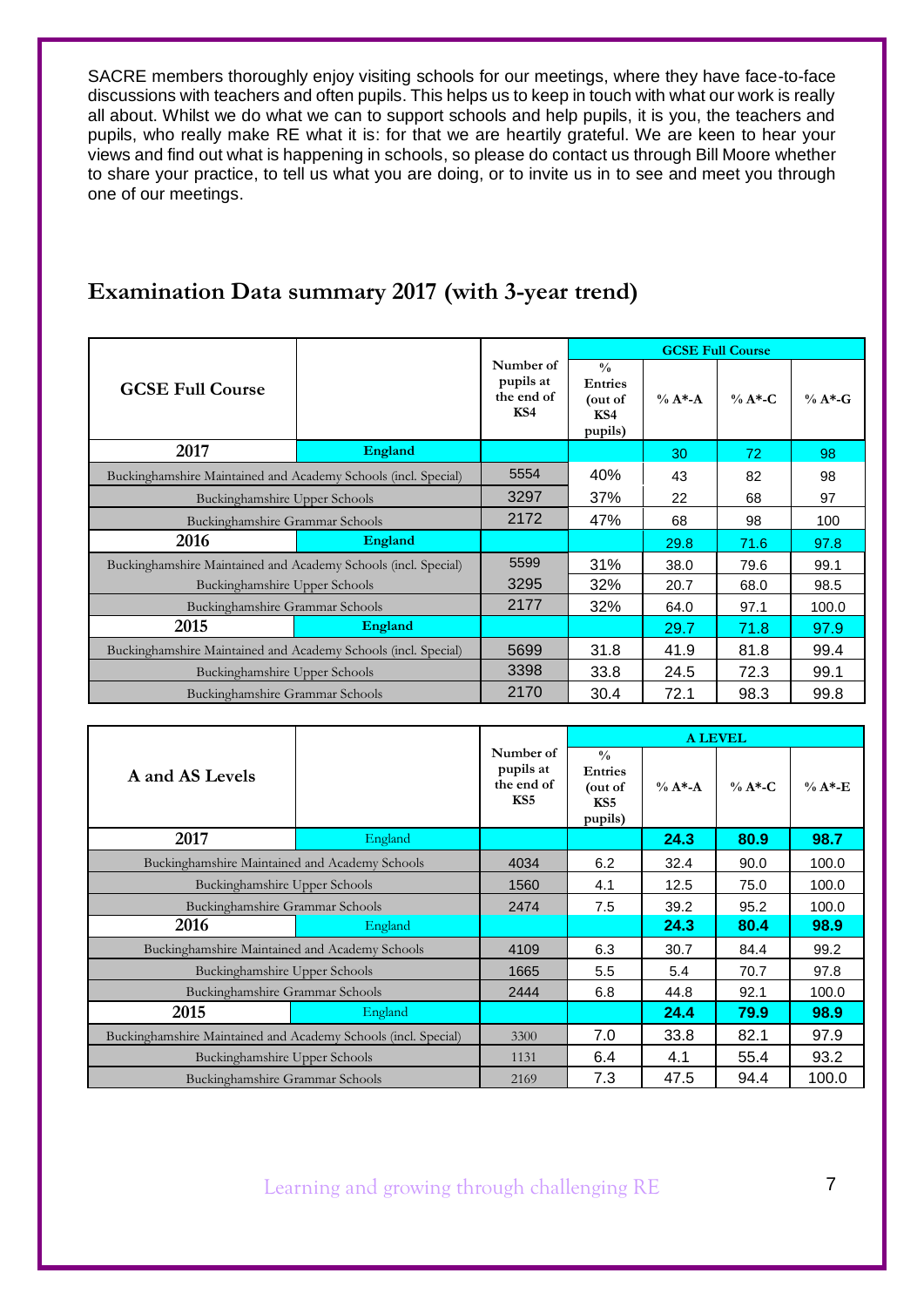SACRE members thoroughly enjoy visiting schools for our meetings, where they have face-to-face discussions with teachers and often pupils. This helps us to keep in touch with what our work is really all about. Whilst we do what we can to support schools and help pupils, it is you, the teachers and pupils, who really make RE what it is: for that we are heartily grateful. We are keen to hear your views and find out what is happening in schools, so please do contact us through Bill Moore whether to share your practice, to tell us what you are doing, or to invite us in to see and meet you through one of our meetings.

## Examination Data summary 2017 (with 3-year trend)

| GCSE Full Course | | Number of pupils at the end of KS4 | GCSE Full Course | | | |
|---|---|---|---|---|---|---|
| | | | % Entries (out of KS4 pupils) | % A*-A | % A*-C | % A*-G |
| 2017 | England | | | 30 | 72 | 98 |
| Buckinghamshire Maintained and Academy Schools (incl. Special) | | 5554 | 40% | 43 | 82 | 98 |
| Buckinghamshire Upper Schools | | 3297 | 37% | 22 | 68 | 97 |
| Buckinghamshire Grammar Schools | | 2172 | 47% | 68 | 98 | 100 |
| 2016 | England | | | 29.8 | 71.6 | 97.8 |
| Buckinghamshire Maintained and Academy Schools (incl. Special) | | 5599 | 31% | 38.0 | 79.6 | 99.1 |
| Buckinghamshire Upper Schools | | 3295 | 32% | 20.7 | 68.0 | 98.5 |
| Buckinghamshire Grammar Schools | | 2177 | 32% | 64.0 | 97.1 | 100.0 |
| 2015 | England | | | 29.7 | 71.8 | 97.9 |
| Buckinghamshire Maintained and Academy Schools (incl. Special) | | 5699 | 31.8 | 41.9 | 81.8 | 99.4 |
| Buckinghamshire Upper Schools | | 3398 | 33.8 | 24.5 | 72.3 | 99.1 |
| Buckinghamshire Grammar Schools | | 2170 | 30.4 | 72.1 | 98.3 | 99.8 |

| A and AS Levels | | Number of pupils at the end of KS5 | A LEVEL | | | |
|---|---|---|---|---|---|---|
| | | | % Entries (out of KS5 pupils) | % A*-A | % A*-C | % A*-E |
| 2017 | England | | | **24.3** | **80.9** | **98.7** |
| Buckinghamshire Maintained and Academy Schools | | 4034 | 6.2 | 32.4 | 90.0 | 100.0 |
| Buckinghamshire Upper Schools | | 1560 | 4.1 | 12.5 | 75.0 | 100.0 |
| Buckinghamshire Grammar Schools | | 2474 | 7.5 | 39.2 | 95.2 | 100.0 |
| 2016 | England | | | **24.3** | **80.4** | **98.9** |
| Buckinghamshire Maintained and Academy Schools | | 4109 | 6.3 | 30.7 | 84.4 | 99.2 |
| Buckinghamshire Upper Schools | | 1665 | 5.5 | 5.4 | 70.7 | 97.8 |
| Buckinghamshire Grammar Schools | | 2444 | 6.8 | 44.8 | 92.1 | 100.0 |
| 2015 | England | | | **24.4** | **79.9** | **98.9** |
| Buckinghamshire Maintained and Academy Schools (incl. Special) | | 3300 | 7.0 | 33.8 | 82.1 | 97.9 |
| Buckinghamshire Upper Schools | | 1131 | 6.4 | 4.1 | 55.4 | 93.2 |
| Buckinghamshire Grammar Schools | | 2169 | 7.3 | 47.5 | 94.4 | 100.0 |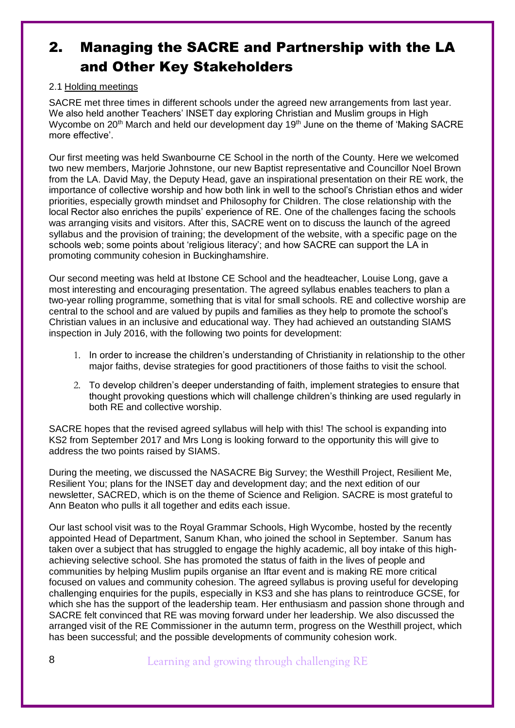# 2. Managing the SACRE and Partnership with the LA and Other Key Stakeholders

2.1 Holding meetings

SACRE met three times in different schools under the agreed new arrangements from last year. We also held another Teachers' INSET day exploring Christian and Muslim groups in High Wycombe on 20th March and held our development day 19th June on the theme of 'Making SACRE more effective'.

Our first meeting was held Swanbourne CE School in the north of the County. Here we welcomed two new members, Marjorie Johnstone, our new Baptist representative and Councillor Noel Brown from the LA. David May, the Deputy Head, gave an inspirational presentation on their RE work, the importance of collective worship and how both link in well to the school's Christian ethos and wider priorities, especially growth mindset and Philosophy for Children. The close relationship with the local Rector also enriches the pupils' experience of RE. One of the challenges facing the schools was arranging visits and visitors. After this, SACRE went on to discuss the launch of the agreed syllabus and the provision of training; the development of the website, with a specific page on the schools web; some points about 'religious literacy'; and how SACRE can support the LA in promoting community cohesion in Buckinghamshire.

Our second meeting was held at Ibstone CE School and the headteacher, Louise Long, gave a most interesting and encouraging presentation. The agreed syllabus enables teachers to plan a two-year rolling programme, something that is vital for small schools. RE and collective worship are central to the school and are valued by pupils and families as they help to promote the school's Christian values in an inclusive and educational way. They had achieved an outstanding SIAMS inspection in July 2016, with the following two points for development:

1. In order to increase the children's understanding of Christianity in relationship to the other major faiths, devise strategies for good practitioners of those faiths to visit the school.
2. To develop children's deeper understanding of faith, implement strategies to ensure that thought provoking questions which will challenge children's thinking are used regularly in both RE and collective worship.

SACRE hopes that the revised agreed syllabus will help with this! The school is expanding into KS2 from September 2017 and Mrs Long is looking forward to the opportunity this will give to address the two points raised by SIAMS.

During the meeting, we discussed the NASACRE Big Survey; the Westhill Project, Resilient Me, Resilient You; plans for the INSET day and development day; and the next edition of our newsletter, SACRED, which is on the theme of Science and Religion. SACRE is most grateful to Ann Beaton who pulls it all together and edits each issue.

Our last school visit was to the Royal Grammar Schools, High Wycombe, hosted by the recently appointed Head of Department, Sanum Khan, who joined the school in September. Sanum has taken over a subject that has struggled to engage the highly academic, all boy intake of this high-achieving selective school. She has promoted the status of faith in the lives of people and communities by helping Muslim pupils organise an Iftar event and is making RE more critical focused on values and community cohesion. The agreed syllabus is proving useful for developing challenging enquiries for the pupils, especially in KS3 and she has plans to reintroduce GCSE, for which she has the support of the leadership team. Her enthusiasm and passion shone through and SACRE felt convinced that RE was moving forward under her leadership. We also discussed the arranged visit of the RE Commissioner in the autumn term, progress on the Westhill project, which has been successful; and the possible developments of community cohesion work.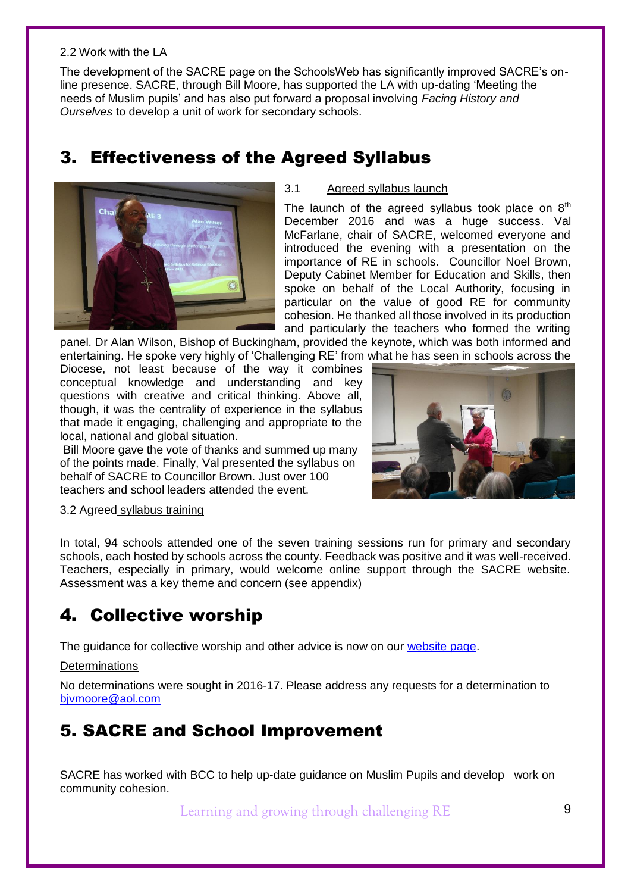2.2 Work with the LA

The development of the SACRE page on the SchoolsWeb has significantly improved SACRE's on-line presence. SACRE, through Bill Moore, has supported the LA with up-dating 'Meeting the needs of Muslim pupils' and has also put forward a proposal involving *Facing History and Ourselves* to develop a unit of work for secondary schools.

# 3. Effectiveness of the Agreed Syllabus

3.1 Agreed syllabus launch

The launch of the agreed syllabus took place on 8th December 2016 and was a huge success. Val McFarlane, chair of SACRE, welcomed everyone and introduced the evening with a presentation on the importance of RE in schools. Councillor Noel Brown, Deputy Cabinet Member for Education and Skills, then spoke on behalf of the Local Authority, focusing in particular on the value of good RE for community cohesion. He thanked all those involved in its production and particularly the teachers who formed the writing panel. Dr Alan Wilson, Bishop of Buckingham, provided the keynote, which was both informed and entertaining. He spoke very highly of 'Challenging RE' from what he has seen in schools across the Diocese, not least because of the way it combines conceptual knowledge and understanding and key questions with creative and critical thinking. Above all, though, it was the centrality of experience in the syllabus that made it engaging, challenging and appropriate to the local, national and global situation.

Bill Moore gave the vote of thanks and summed up many of the points made. Finally, Val presented the syllabus on behalf of SACRE to Councillor Brown. Just over 100 teachers and school leaders attended the event.

3.2 Agreed syllabus training

In total, 94 schools attended one of the seven training sessions run for primary and secondary schools, each hosted by schools across the county. Feedback was positive and it was well-received. Teachers, especially in primary, would welcome online support through the SACRE website. Assessment was a key theme and concern (see appendix)

# 4. Collective worship

The guidance for collective worship and other advice is now on our website page.

Determinations

No determinations were sought in 2016-17. Please address any requests for a determination to bjvmoore@aol.com

# 5. SACRE and School Improvement

SACRE has worked with BCC to help up-date guidance on Muslim Pupils and develop work on community cohesion.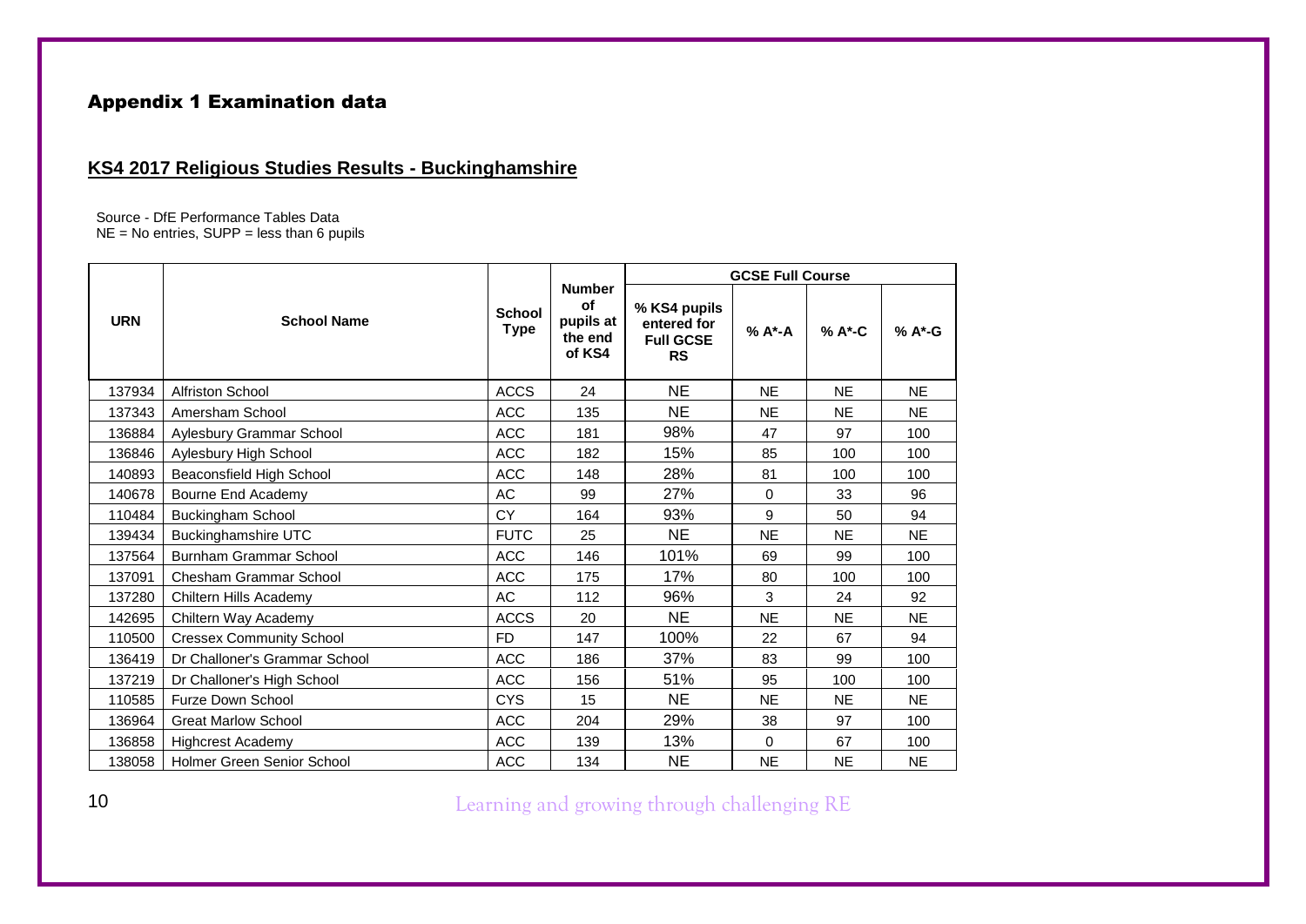# Appendix 1 Examination data

## KS4 2017 Religious Studies Results - Buckinghamshire

Source - DfE Performance Tables Data
NE = No entries, SUPP = less than 6 pupils

| URN | School Name | School Type | Number of pupils at the end of KS4 | GCSE Full Course | | | |
|---|---|---|---|---|---|---|---|
| | | | | % KS4 pupils entered for Full GCSE RS | % A*-A | % A*-C | % A*-G |
| 137934 | Alfriston School | ACCS | 24 | NE | NE | NE | NE |
| 137343 | Amersham School | ACC | 135 | NE | NE | NE | NE |
| 136884 | Aylesbury Grammar School | ACC | 181 | 98% | 47 | 97 | 100 |
| 136846 | Aylesbury High School | ACC | 182 | 15% | 85 | 100 | 100 |
| 140893 | Beaconsfield High School | ACC | 148 | 28% | 81 | 100 | 100 |
| 140678 | Bourne End Academy | AC | 99 | 27% | 0 | 33 | 96 |
| 110484 | Buckingham School | CY | 164 | 93% | 9 | 50 | 94 |
| 139434 | Buckinghamshire UTC | FUTC | 25 | NE | NE | NE | NE |
| 137564 | Burnham Grammar School | ACC | 146 | 101% | 69 | 99 | 100 |
| 137091 | Chesham Grammar School | ACC | 175 | 17% | 80 | 100 | 100 |
| 137280 | Chiltern Hills Academy | AC | 112 | 96% | 3 | 24 | 92 |
| 142695 | Chiltern Way Academy | ACCS | 20 | NE | NE | NE | NE |
| 110500 | Cressex Community School | FD | 147 | 100% | 22 | 67 | 94 |
| 136419 | Dr Challoner's Grammar School | ACC | 186 | 37% | 83 | 99 | 100 |
| 137219 | Dr Challoner's High School | ACC | 156 | 51% | 95 | 100 | 100 |
| 110585 | Furze Down School | CYS | 15 | NE | NE | NE | NE |
| 136964 | Great Marlow School | ACC | 204 | 29% | 38 | 97 | 100 |
| 136858 | Highcrest Academy | ACC | 139 | 13% | 0 | 67 | 100 |
| 138058 | Holmer Green Senior School | ACC | 134 | NE | NE | NE | NE |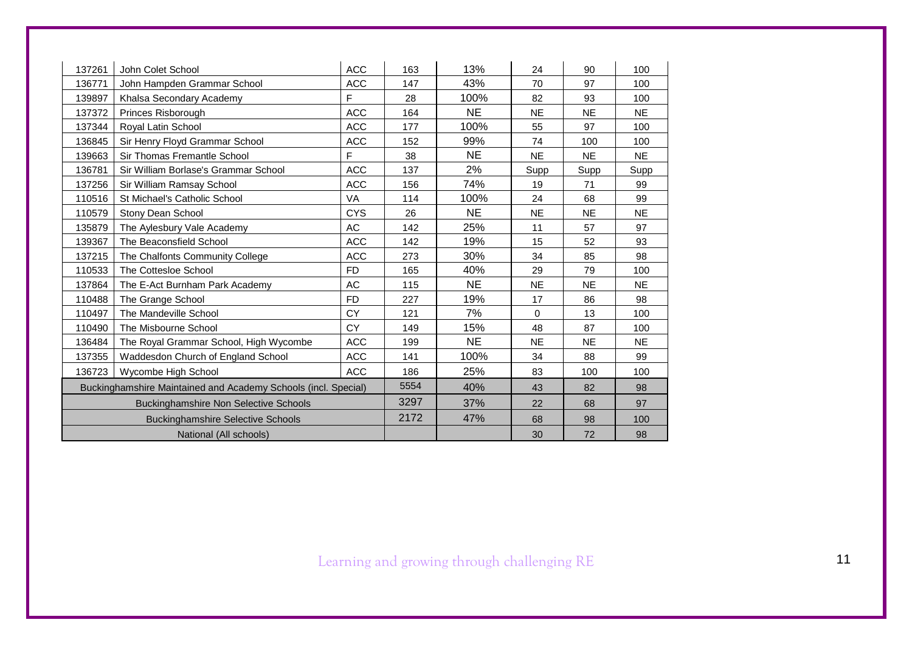| | | | | | | | |
|---|---|---|---|---|---|---|---|
| 137261 | John Colet School | ACC | 163 | 13% | 24 | 90 | 100 |
| 136771 | John Hampden Grammar School | ACC | 147 | 43% | 70 | 97 | 100 |
| 139897 | Khalsa Secondary Academy | F | 28 | 100% | 82 | 93 | 100 |
| 137372 | Princes Risborough | ACC | 164 | NE | NE | NE | NE |
| 137344 | Royal Latin School | ACC | 177 | 100% | 55 | 97 | 100 |
| 136845 | Sir Henry Floyd Grammar School | ACC | 152 | 99% | 74 | 100 | 100 |
| 139663 | Sir Thomas Fremantle School | F | 38 | NE | NE | NE | NE |
| 136781 | Sir William Borlase's Grammar School | ACC | 137 | 2% | Supp | Supp | Supp |
| 137256 | Sir William Ramsay School | ACC | 156 | 74% | 19 | 71 | 99 |
| 110516 | St Michael's Catholic School | VA | 114 | 100% | 24 | 68 | 99 |
| 110579 | Stony Dean School | CYS | 26 | NE | NE | NE | NE |
| 135879 | The Aylesbury Vale Academy | AC | 142 | 25% | 11 | 57 | 97 |
| 139367 | The Beaconsfield School | ACC | 142 | 19% | 15 | 52 | 93 |
| 137215 | The Chalfonts Community College | ACC | 273 | 30% | 34 | 85 | 98 |
| 110533 | The Cottesloe School | FD | 165 | 40% | 29 | 79 | 100 |
| 137864 | The E-Act Burnham Park Academy | AC | 115 | NE | NE | NE | NE |
| 110488 | The Grange School | FD | 227 | 19% | 17 | 86 | 98 |
| 110497 | The Mandeville School | CY | 121 | 7% | 0 | 13 | 100 |
| 110490 | The Misbourne School | CY | 149 | 15% | 48 | 87 | 100 |
| 136484 | The Royal Grammar School, High Wycombe | ACC | 199 | NE | NE | NE | NE |
| 137355 | Waddesdon Church of England School | ACC | 141 | 100% | 34 | 88 | 99 |
| 136723 | Wycombe High School | ACC | 186 | 25% | 83 | 100 | 100 |
| Buckinghamshire Maintained and Academy Schools (incl. Special) | | | 5554 | 40% | 43 | 82 | 98 |
| Buckinghamshire Non Selective Schools | | | 3297 | 37% | 22 | 68 | 97 |
| Buckinghamshire Selective Schools | | | 2172 | 47% | 68 | 98 | 100 |
| National (All schools) | | | | | 30 | 72 | 98 |

Learning and growing through challenging RE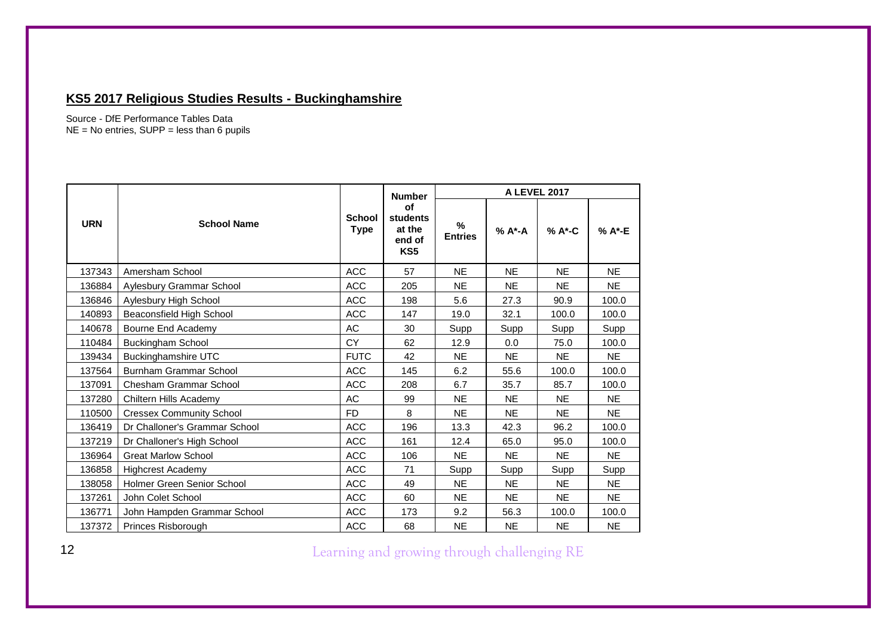## KS5 2017 Religious Studies Results - Buckinghamshire

Source - DfE Performance Tables Data
NE = No entries, SUPP = less than 6 pupils

| URN | School Name | School Type | Number of students at the end of KS5 | A LEVEL 2017 | | | |
|---|---|---|---|---|---|---|---|
| | | | | % Entries | % A*-A | % A*-C | % A*-E |
| 137343 | Amersham School | ACC | 57 | NE | NE | NE | NE |
| 136884 | Aylesbury Grammar School | ACC | 205 | NE | NE | NE | NE |
| 136846 | Aylesbury High School | ACC | 198 | 5.6 | 27.3 | 90.9 | 100.0 |
| 140893 | Beaconsfield High School | ACC | 147 | 19.0 | 32.1 | 100.0 | 100.0 |
| 140678 | Bourne End Academy | AC | 30 | Supp | Supp | Supp | Supp |
| 110484 | Buckingham School | CY | 62 | 12.9 | 0.0 | 75.0 | 100.0 |
| 139434 | Buckinghamshire UTC | FUTC | 42 | NE | NE | NE | NE |
| 137564 | Burnham Grammar School | ACC | 145 | 6.2 | 55.6 | 100.0 | 100.0 |
| 137091 | Chesham Grammar School | ACC | 208 | 6.7 | 35.7 | 85.7 | 100.0 |
| 137280 | Chiltern Hills Academy | AC | 99 | NE | NE | NE | NE |
| 110500 | Cressex Community School | FD | 8 | NE | NE | NE | NE |
| 136419 | Dr Challoner's Grammar School | ACC | 196 | 13.3 | 42.3 | 96.2 | 100.0 |
| 137219 | Dr Challoner's High School | ACC | 161 | 12.4 | 65.0 | 95.0 | 100.0 |
| 136964 | Great Marlow School | ACC | 106 | NE | NE | NE | NE |
| 136858 | Highcrest Academy | ACC | 71 | Supp | Supp | Supp | Supp |
| 138058 | Holmer Green Senior School | ACC | 49 | NE | NE | NE | NE |
| 137261 | John Colet School | ACC | 60 | NE | NE | NE | NE |
| 136771 | John Hampden Grammar School | ACC | 173 | 9.2 | 56.3 | 100.0 | 100.0 |
| 137372 | Princes Risborough | ACC | 68 | NE | NE | NE | NE |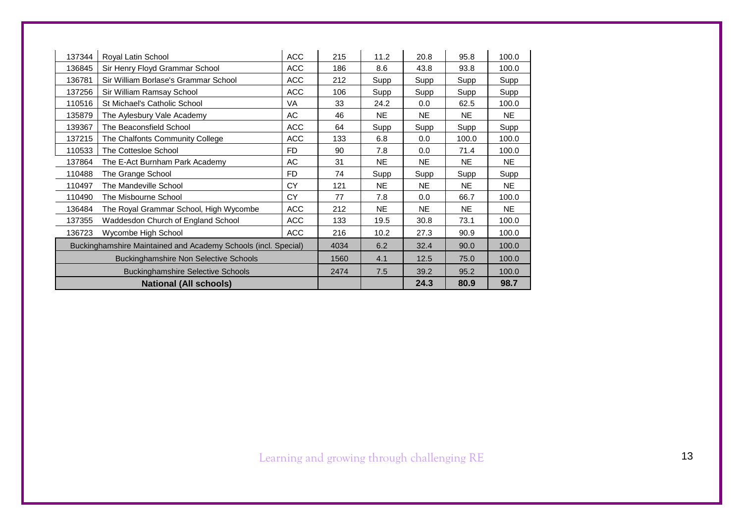| | | | | | | | |
|---|---|---|---|---|---|---|---|
| 137344 | Royal Latin School | ACC | 215 | 11.2 | 20.8 | 95.8 | 100.0 |
| 136845 | Sir Henry Floyd Grammar School | ACC | 186 | 8.6 | 43.8 | 93.8 | 100.0 |
| 136781 | Sir William Borlase's Grammar School | ACC | 212 | Supp | Supp | Supp | Supp |
| 137256 | Sir William Ramsay School | ACC | 106 | Supp | Supp | Supp | Supp |
| 110516 | St Michael's Catholic School | VA | 33 | 24.2 | 0.0 | 62.5 | 100.0 |
| 135879 | The Aylesbury Vale Academy | AC | 46 | NE | NE | NE | NE |
| 139367 | The Beaconsfield School | ACC | 64 | Supp | Supp | Supp | Supp |
| 137215 | The Chalfonts Community College | ACC | 133 | 6.8 | 0.0 | 100.0 | 100.0 |
| 110533 | The Cottesloe School | FD | 90 | 7.8 | 0.0 | 71.4 | 100.0 |
| 137864 | The E-Act Burnham Park Academy | AC | 31 | NE | NE | NE | NE |
| 110488 | The Grange School | FD | 74 | Supp | Supp | Supp | Supp |
| 110497 | The Mandeville School | CY | 121 | NE | NE | NE | NE |
| 110490 | The Misbourne School | CY | 77 | 7.8 | 0.0 | 66.7 | 100.0 |
| 136484 | The Royal Grammar School, High Wycombe | ACC | 212 | NE | NE | NE | NE |
| 137355 | Waddesdon Church of England School | ACC | 133 | 19.5 | 30.8 | 73.1 | 100.0 |
| 136723 | Wycombe High School | ACC | 216 | 10.2 | 27.3 | 90.9 | 100.0 |
| Buckinghamshire Maintained and Academy Schools (incl. Special) | | | 4034 | 6.2 | 32.4 | 90.0 | 100.0 |
| Buckinghamshire Non Selective Schools | | | 1560 | 4.1 | 12.5 | 75.0 | 100.0 |
| Buckinghamshire Selective Schools | | | 2474 | 7.5 | 39.2 | 95.2 | 100.0 |
| **National (All schools)** | | | | | **24.3** | **80.9** | **98.7** |

Learning and growing through challenging RE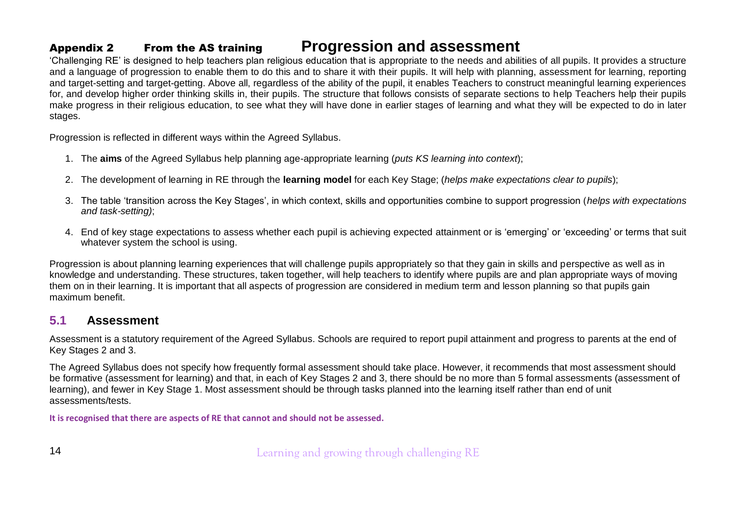## Appendix 2 From the AS training **Progression and assessment**

'Challenging RE' is designed to help teachers plan religious education that is appropriate to the needs and abilities of all pupils. It provides a structure and a language of progression to enable them to do this and to share it with their pupils. It will help with planning, assessment for learning, reporting and target-setting and target-getting. Above all, regardless of the ability of the pupil, it enables Teachers to construct meaningful learning experiences for, and develop higher order thinking skills in, their pupils. The structure that follows consists of separate sections to help Teachers help their pupils make progress in their religious education, to see what they will have done in earlier stages of learning and what they will be expected to do in later stages.

Progression is reflected in different ways within the Agreed Syllabus.

1. The **aims** of the Agreed Syllabus help planning age-appropriate learning (*puts KS learning into context*);
2. The development of learning in RE through the **learning model** for each Key Stage; (*helps make expectations clear to pupils*);
3. The table 'transition across the Key Stages', in which context, skills and opportunities combine to support progression (*helps with expectations and task-setting)*;
4. End of key stage expectations to assess whether each pupil is achieving expected attainment or is 'emerging' or 'exceeding' or terms that suit whatever system the school is using.

Progression is about planning learning experiences that will challenge pupils appropriately so that they gain in skills and perspective as well as in knowledge and understanding. These structures, taken together, will help teachers to identify where pupils are and plan appropriate ways of moving them on in their learning. It is important that all aspects of progression are considered in medium term and lesson planning so that pupils gain maximum benefit.

## 5.1 Assessment

Assessment is a statutory requirement of the Agreed Syllabus. Schools are required to report pupil attainment and progress to parents at the end of Key Stages 2 and 3.

The Agreed Syllabus does not specify how frequently formal assessment should take place. However, it recommends that most assessment should be formative (assessment for learning) and that, in each of Key Stages 2 and 3, there should be no more than 5 formal assessments (assessment of learning), and fewer in Key Stage 1. Most assessment should be through tasks planned into the learning itself rather than end of unit assessments/tests.

**It is recognised that there are aspects of RE that cannot and should not be assessed.**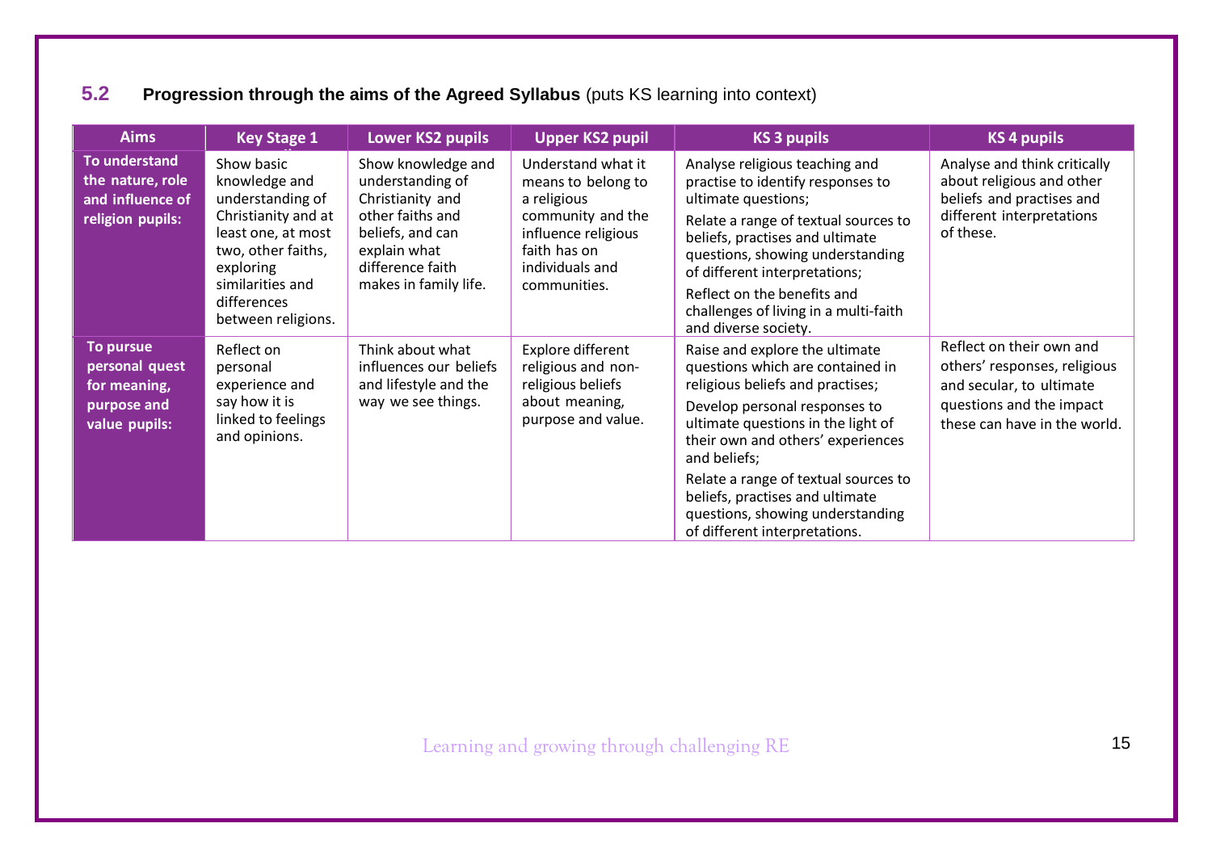## 5.2 **Progression through the aims of the Agreed Syllabus** (puts KS learning into context)

| Aims | Key Stage 1 | Lower KS2 pupils | Upper KS2 pupil | KS 3 pupils | KS 4 pupils |
|---|---|---|---|---|---|
| **To understand the nature, role and influence of religion pupils:** | Show basic knowledge and understanding of Christianity and at least one, at most two, other faiths, exploring similarities and differences between religions. | Show knowledge and understanding of Christianity and other faiths and beliefs, and can explain what difference faith makes in family life. | Understand what it means to belong to a religious community and the influence religious faith has on individuals and communities. | Analyse religious teaching and practise to identify responses to ultimate questions;<br>Relate a range of textual sources to beliefs, practises and ultimate questions, showing understanding of different interpretations;<br>Reflect on the benefits and challenges of living in a multi-faith and diverse society. | Analyse and think critically about religious and other beliefs and practises and different interpretations of these. |
| **To pursue personal quest for meaning, purpose and value pupils:** | Reflect on personal experience and say how it is linked to feelings and opinions. | Think about what influences our beliefs and lifestyle and the way we see things. | Explore different religious and non-religious beliefs about meaning, purpose and value. | Raise and explore the ultimate questions which are contained in religious beliefs and practises;<br>Develop personal responses to ultimate questions in the light of their own and others' experiences and beliefs;<br>Relate a range of textual sources to beliefs, practises and ultimate questions, showing understanding of different interpretations. | Reflect on their own and others' responses, religious and secular, to ultimate questions and the impact these can have in the world. |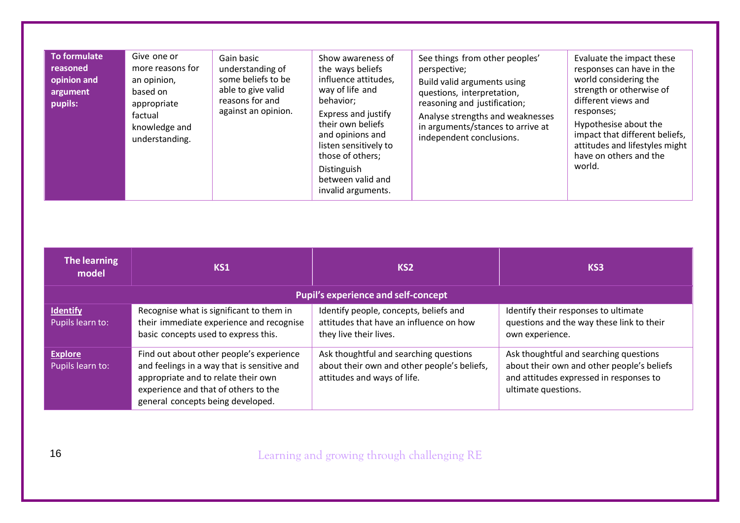| To formulate reasoned opinion and argument pupils: | Give one or more reasons for an opinion, based on appropriate factual knowledge and understanding. | Gain basic understanding of some beliefs to be able to give valid reasons for and against an opinion. | Show awareness of the ways beliefs influence attitudes, way of life and behavior; Express and justify their own beliefs and opinions and listen sensitively to those of others; Distinguish between valid and invalid arguments. | See things from other peoples' perspective; Build valid arguments using questions, interpretation, reasoning and justification; Analyse strengths and weaknesses in arguments/stances to arrive at independent conclusions. | Evaluate the impact these responses can have in the world considering the strength or otherwise of different views and responses; Hypothesise about the impact that different beliefs, attitudes and lifestyles might have on others and the world. |
|---|---|---|---|---|---|

| The learning model | KS1 | KS2 | KS3 |
|---|---|---|---|
| **Pupil's experience and self-concept** | | | |
| **Identify** Pupils learn to: | Recognise what is significant to them in their immediate experience and recognise basic concepts used to express this. | Identify people, concepts, beliefs and attitudes that have an influence on how they live their lives. | Identify their responses to ultimate questions and the way these link to their own experience. |
| **Explore** Pupils learn to: | Find out about other people's experience and feelings in a way that is sensitive and appropriate and to relate their own experience and that of others to the general concepts being developed. | Ask thoughtful and searching questions about their own and other people's beliefs, attitudes and ways of life. | Ask thoughtful and searching questions about their own and other people's beliefs and attitudes expressed in responses to ultimate questions. |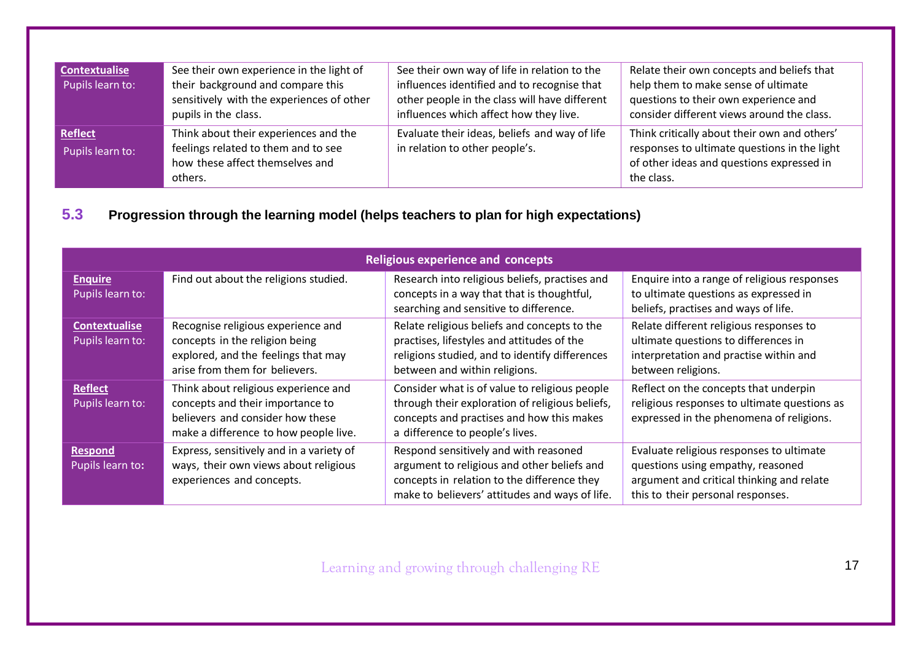| | | | |
|---|---|---|---|
| **Contextualise** Pupils learn to: | See their own experience in the light of their background and compare this sensitively with the experiences of other pupils in the class. | See their own way of life in relation to the influences identified and to recognise that other people in the class will have different influences which affect how they live. | Relate their own concepts and beliefs that help them to make sense of ultimate questions to their own experience and consider different views around the class. |
| **Reflect** Pupils learn to: | Think about their experiences and the feelings related to them and to see how these affect themselves and others. | Evaluate their ideas, beliefs and way of life in relation to other people's. | Think critically about their own and others' responses to ultimate questions in the light of other ideas and questions expressed in the class. |

## 5.3 Progression through the learning model (helps teachers to plan for high expectations)

| Religious experience and concepts | | | |
|---|---|---|---|
| **Enquire** Pupils learn to: | Find out about the religions studied. | Research into religious beliefs, practises and concepts in a way that that is thoughtful, searching and sensitive to difference. | Enquire into a range of religious responses to ultimate questions as expressed in beliefs, practises and ways of life. |
| **Contextualise** Pupils learn to: | Recognise religious experience and concepts in the religion being explored, and the feelings that may arise from them for believers. | Relate religious beliefs and concepts to the practises, lifestyles and attitudes of the religions studied, and to identify differences between and within religions. | Relate different religious responses to ultimate questions to differences in interpretation and practise within and between religions. |
| **Reflect** Pupils learn to: | Think about religious experience and concepts and their importance to believers and consider how these make a difference to how people live. | Consider what is of value to religious people through their exploration of religious beliefs, concepts and practises and how this makes a difference to people's lives. | Reflect on the concepts that underpin religious responses to ultimate questions as expressed in the phenomena of religions. |
| **Respond** Pupils learn to: | Express, sensitively and in a variety of ways, their own views about religious experiences and concepts. | Respond sensitively and with reasoned argument to religious and other beliefs and concepts in relation to the difference they make to believers' attitudes and ways of life. | Evaluate religious responses to ultimate questions using empathy, reasoned argument and critical thinking and relate this to their personal responses. |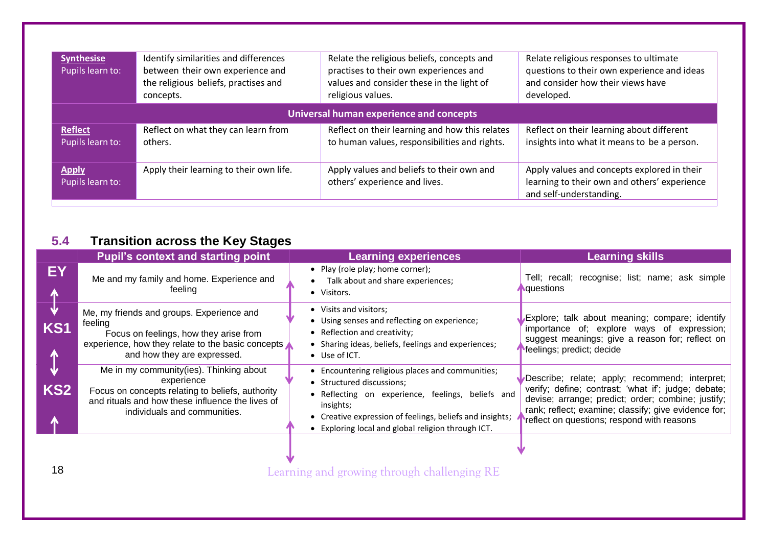| | | | |
|---|---|---|---|
| **Synthesise** Pupils learn to: | Identify similarities and differences between their own experience and the religious beliefs, practises and concepts. | Relate the religious beliefs, concepts and practises to their own experiences and values and consider these in the light of religious values. | Relate religious responses to ultimate questions to their own experience and ideas and consider how their views have developed. |
| **Universal human experience and concepts** | | | |
| **Reflect** Pupils learn to: | Reflect on what they can learn from others. | Reflect on their learning and how this relates to human values, responsibilities and rights. | Reflect on their learning about different insights into what it means to be a person. |
| **Apply** Pupils learn to: | Apply their learning to their own life. | Apply values and beliefs to their own and others' experience and lives. | Apply values and concepts explored in their learning to their own and others' experience and self-understanding. |

## 5.4 Transition across the Key Stages

| | Pupil's context and starting point | Learning experiences | Learning skills |
|---|---|---|---|
| **EY** | Me and my family and home. Experience and feeling | • Play (role play; home corner);<br>• Talk about and share experiences;<br>• Visitors. | Tell; recall; recognise; list; name; ask simple questions |
| **KS1** | Me, my friends and groups. Experience and feeling<br>Focus on feelings, how they arise from experience, how they relate to the basic concepts and how they are expressed. | • Visits and visitors;<br>• Using senses and reflecting on experience;<br>• Reflection and creativity;<br>• Sharing ideas, beliefs, feelings and experiences;<br>• Use of ICT. | Explore; talk about meaning; compare; identify importance of; explore ways of expression; suggest meanings; give a reason for; reflect on feelings; predict; decide |
| **KS2** | Me in my community(ies). Thinking about experience<br>Focus on concepts relating to beliefs, authority and rituals and how these influence the lives of individuals and communities. | • Encountering religious places and communities;<br>• Structured discussions;<br>• Reflecting on experience, feelings, beliefs and insights;<br>• Creative expression of feelings, beliefs and insights;<br>• Exploring local and global religion through ICT. | Describe; relate; apply; recommend; interpret; verify; define; contrast; 'what if'; judge; debate; devise; arrange; predict; order; combine; justify; rank; reflect; examine; classify; give evidence for; reflect on questions; respond with reasons |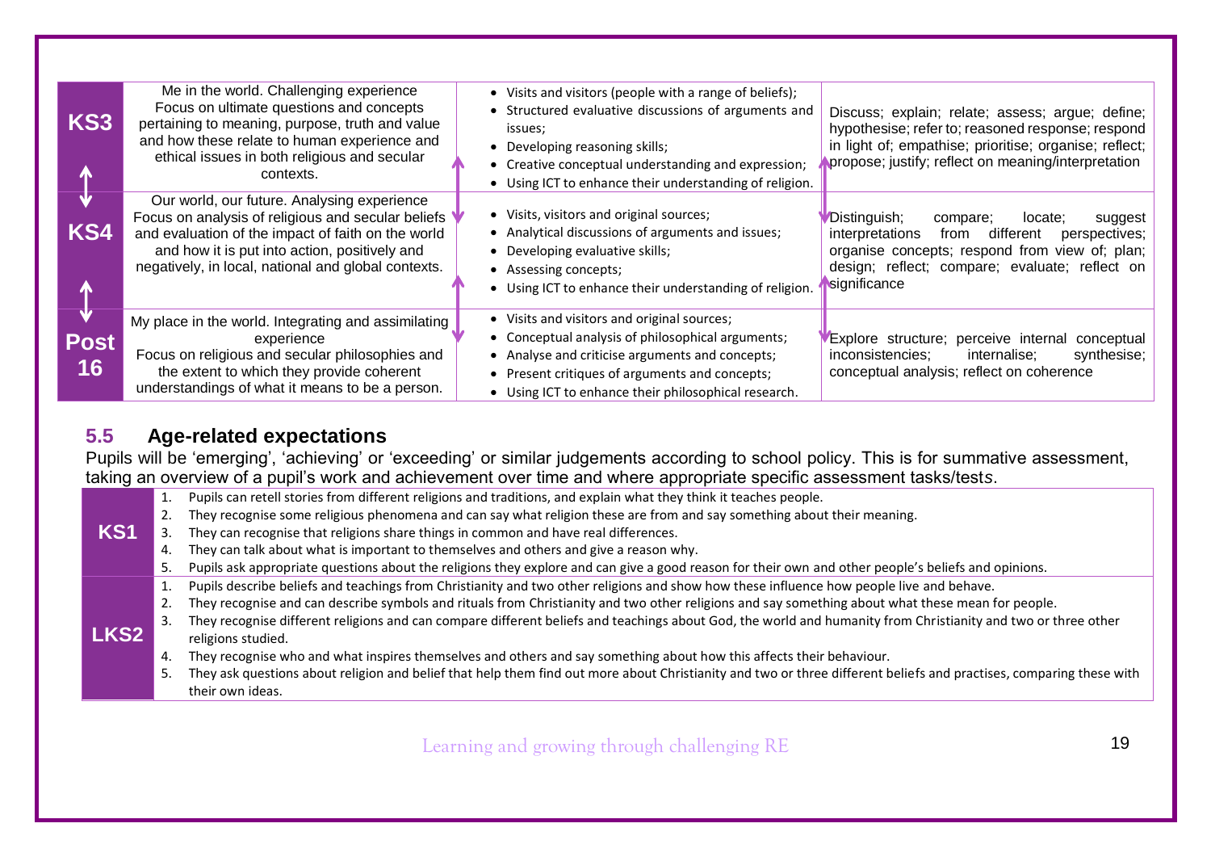| Key Stage | Focus | Approaches | Skills |
|---|---|---|---|
| **KS3** | Me in the world. Challenging experience<br>Focus on ultimate questions and concepts pertaining to meaning, purpose, truth and value and how these relate to human experience and ethical issues in both religious and secular contexts. | • Visits and visitors (people with a range of beliefs);<br>• Structured evaluative discussions of arguments and issues;<br>• Developing reasoning skills;<br>• Creative conceptual understanding and expression;<br>• Using ICT to enhance their understanding of religion. | Discuss; explain; relate; assess; argue; define; hypothesise; refer to; reasoned response; respond in light of; empathise; prioritise; organise; reflect; propose; justify; reflect on meaning/interpretation |
| **KS4** | Our world, our future. Analysing experience<br>Focus on analysis of religious and secular beliefs and evaluation of the impact of faith on the world and how it is put into action, positively and negatively, in local, national and global contexts. | • Visits, visitors and original sources;<br>• Analytical discussions of arguments and issues;<br>• Developing evaluative skills;<br>• Assessing concepts;<br>• Using ICT to enhance their understanding of religion. | Distinguish; compare; locate; suggest interpretations from different perspectives; organise concepts; respond from view of; plan; design; reflect; compare; evaluate; reflect on significance |
| **Post 16** | My place in the world. Integrating and assimilating experience<br>Focus on religious and secular philosophies and the extent to which they provide coherent understandings of what it means to be a person. | • Visits and visitors and original sources;<br>• Conceptual analysis of philosophical arguments;<br>• Analyse and criticise arguments and concepts;<br>• Present critiques of arguments and concepts;<br>• Using ICT to enhance their philosophical research. | Explore structure; perceive internal conceptual inconsistencies; internalise; synthesise; conceptual analysis; reflect on coherence |

## 5.5 Age-related expectations

Pupils will be 'emerging', 'achieving' or 'exceeding' or similar judgements according to school policy. This is for summative assessment, taking an overview of a pupil's work and achievement over time and where appropriate specific assessment tasks/tests.

| Key Stage | Expectations |
|---|---|
| **KS1** | 1. Pupils can retell stories from different religions and traditions, and explain what they think it teaches people.<br>2. They recognise some religious phenomena and can say what religion these are from and say something about their meaning.<br>3. They can recognise that religions share things in common and have real differences.<br>4. They can talk about what is important to themselves and others and give a reason why.<br>5. Pupils ask appropriate questions about the religions they explore and can give a good reason for their own and other people's beliefs and opinions. |
| **LKS2** | 1. Pupils describe beliefs and teachings from Christianity and two other religions and show how these influence how people live and behave.<br>2. They recognise and can describe symbols and rituals from Christianity and two other religions and say something about what these mean for people.<br>3. They recognise different religions and can compare different beliefs and teachings about God, the world and humanity from Christianity and two or three other religions studied.<br>4. They recognise who and what inspires themselves and others and say something about how this affects their behaviour.<br>5. They ask questions about religion and belief that help them find out more about Christianity and two or three different beliefs and practises, comparing these with their own ideas. |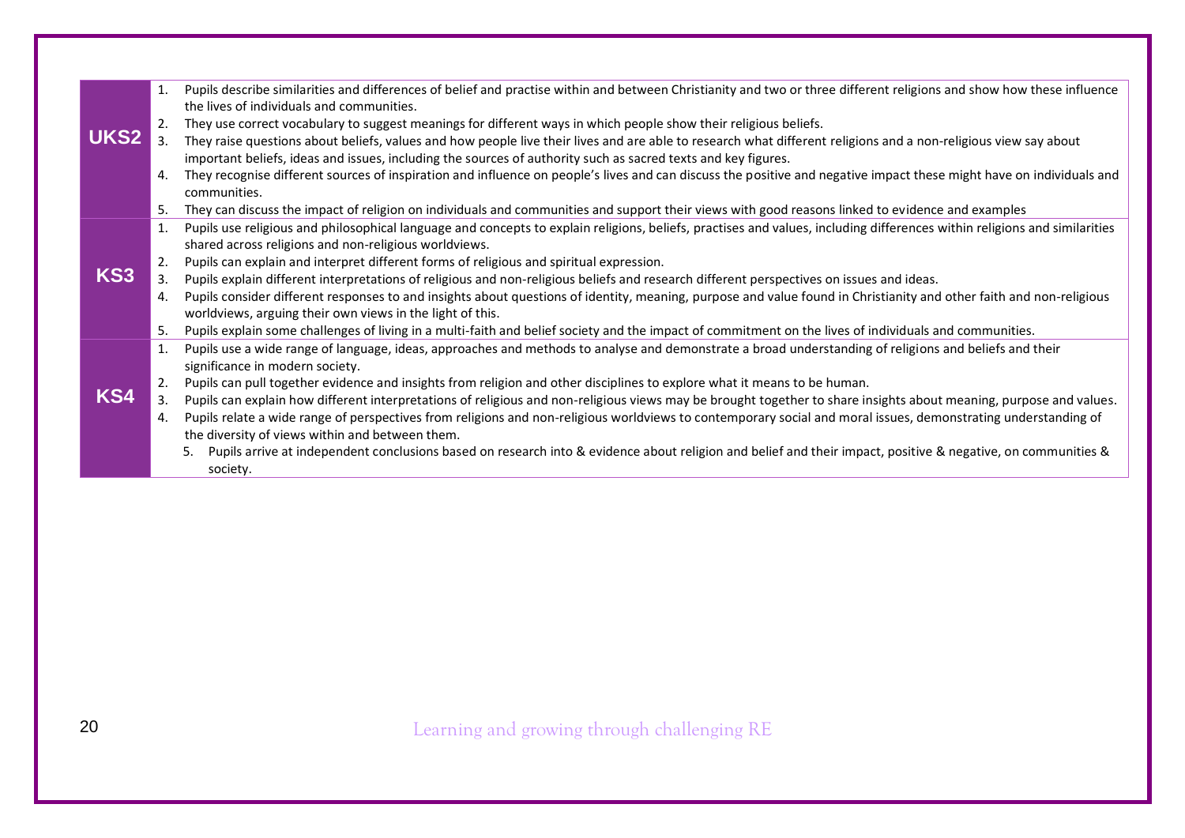| | |
|---|---|
| **UKS2** | 1. Pupils describe similarities and differences of belief and practise within and between Christianity and two or three different religions and show how these influence the lives of individuals and communities.<br>2. They use correct vocabulary to suggest meanings for different ways in which people show their religious beliefs.<br>3. They raise questions about beliefs, values and how people live their lives and are able to research what different religions and a non-religious view say about important beliefs, ideas and issues, including the sources of authority such as sacred texts and key figures.<br>4. They recognise different sources of inspiration and influence on people's lives and can discuss the positive and negative impact these might have on individuals and communities.<br>5. They can discuss the impact of religion on individuals and communities and support their views with good reasons linked to evidence and examples |
| **KS3** | 1. Pupils use religious and philosophical language and concepts to explain religions, beliefs, practises and values, including differences within religions and similarities shared across religions and non-religious worldviews.<br>2. Pupils can explain and interpret different forms of religious and spiritual expression.<br>3. Pupils explain different interpretations of religious and non-religious beliefs and research different perspectives on issues and ideas.<br>4. Pupils consider different responses to and insights about questions of identity, meaning, purpose and value found in Christianity and other faith and non-religious worldviews, arguing their own views in the light of this.<br>5. Pupils explain some challenges of living in a multi-faith and belief society and the impact of commitment on the lives of individuals and communities. |
| **KS4** | 1. Pupils use a wide range of language, ideas, approaches and methods to analyse and demonstrate a broad understanding of religions and beliefs and their significance in modern society.<br>2. Pupils can pull together evidence and insights from religion and other disciplines to explore what it means to be human.<br>3. Pupils can explain how different interpretations of religious and non-religious views may be brought together to share insights about meaning, purpose and values.<br>4. Pupils relate a wide range of perspectives from religions and non-religious worldviews to contemporary social and moral issues, demonstrating understanding of the diversity of views within and between them.<br>5. Pupils arrive at independent conclusions based on research into & evidence about religion and belief and their impact, positive & negative, on communities & society. |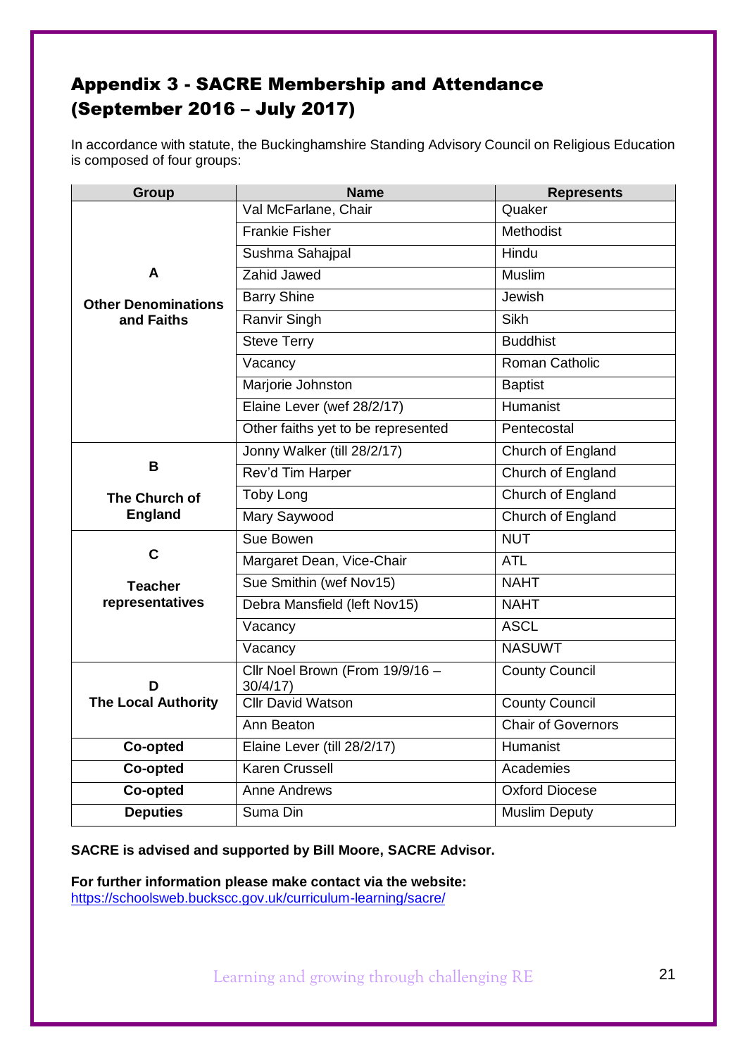## Appendix 3 - SACRE Membership and Attendance (September 2016 – July 2017)

In accordance with statute, the Buckinghamshire Standing Advisory Council on Religious Education is composed of four groups:

| Group | Name | Represents |
|---|---|---|
| **A**<br>**Other Denominations and Faiths** | Val McFarlane, Chair | Quaker |
| | Frankie Fisher | Methodist |
| | Sushma Sahajpal | Hindu |
| | Zahid Jawed | Muslim |
| | Barry Shine | Jewish |
| | Ranvir Singh | Sikh |
| | Steve Terry | Buddhist |
| | Vacancy | Roman Catholic |
| | Marjorie Johnston | Baptist |
| | Elaine Lever (wef 28/2/17) | Humanist |
| | Other faiths yet to be represented | Pentecostal |
| **B**<br>**The Church of England** | Jonny Walker (till 28/2/17) | Church of England |
| | Rev'd Tim Harper | Church of England |
| | Toby Long | Church of England |
| | Mary Saywood | Church of England |
| **C**<br>**Teacher representatives** | Sue Bowen | NUT |
| | Margaret Dean, Vice-Chair | ATL |
| | Sue Smithin (wef Nov15) | NAHT |
| | Debra Mansfield (left Nov15) | NAHT |
| | Vacancy | ASCL |
| | Vacancy | NASUWT |
| **D**<br>**The Local Authority** | Cllr Noel Brown (From 19/9/16 – 30/4/17) | County Council |
| | Cllr David Watson | County Council |
| | Ann Beaton | Chair of Governors |
| **Co-opted** | Elaine Lever (till 28/2/17) | Humanist |
| **Co-opted** | Karen Crussell | Academies |
| **Co-opted** | Anne Andrews | Oxford Diocese |
| **Deputies** | Suma Din | Muslim Deputy |

**SACRE is advised and supported by Bill Moore, SACRE Advisor.**

**For further information please make contact via the website:**
https://schoolsweb.buckscc.gov.uk/curriculum-learning/sacre/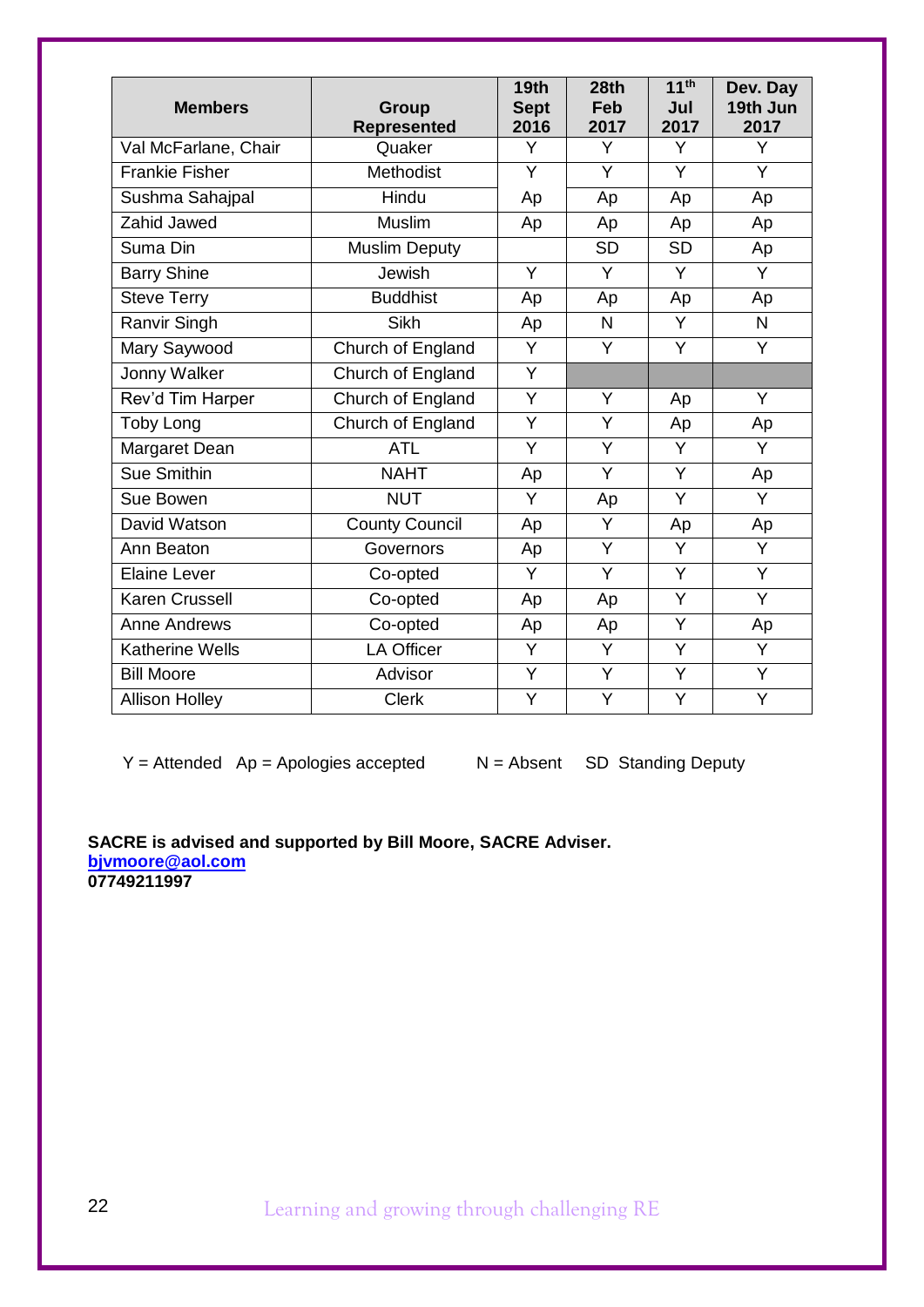| Members | Group Represented | 19th Sept 2016 | 28th Feb 2017 | 11th Jul 2017 | Dev. Day 19th Jun 2017 |
|---|---|---|---|---|---|
| Val McFarlane, Chair | Quaker | Y | Y | Y | Y |
| Frankie Fisher | Methodist | Y | Y | Y | Y |
| Sushma Sahajpal | Hindu | Ap | Ap | Ap | Ap |
| Zahid Jawed | Muslim | Ap | Ap | Ap | Ap |
| Suma Din | Muslim Deputy | | SD | SD | Ap |
| Barry Shine | Jewish | Y | Y | Y | Y |
| Steve Terry | Buddhist | Ap | Ap | Ap | Ap |
| Ranvir Singh | Sikh | Ap | N | Y | N |
| Mary Saywood | Church of England | Y | Y | Y | Y |
| Jonny Walker | Church of England | Y | | | |
| Rev'd Tim Harper | Church of England | Y | Y | Ap | Y |
| Toby Long | Church of England | Y | Y | Ap | Ap |
| Margaret Dean | ATL | Y | Y | Y | Y |
| Sue Smithin | NAHT | Ap | Y | Y | Ap |
| Sue Bowen | NUT | Y | Ap | Y | Y |
| David Watson | County Council | Ap | Y | Ap | Ap |
| Ann Beaton | Governors | Ap | Y | Y | Y |
| Elaine Lever | Co-opted | Y | Y | Y | Y |
| Karen Crussell | Co-opted | Ap | Ap | Y | Y |
| Anne Andrews | Co-opted | Ap | Ap | Y | Ap |
| Katherine Wells | LA Officer | Y | Y | Y | Y |
| Bill Moore | Advisor | Y | Y | Y | Y |
| Allison Holley | Clerk | Y | Y | Y | Y |

Y = Attended Ap = Apologies accepted N = Absent SD Standing Deputy

**SACRE is advised and supported by Bill Moore, SACRE Adviser.**
**bjvmoore@aol.com**
**07749211997**

Learning and growing through challenging RE